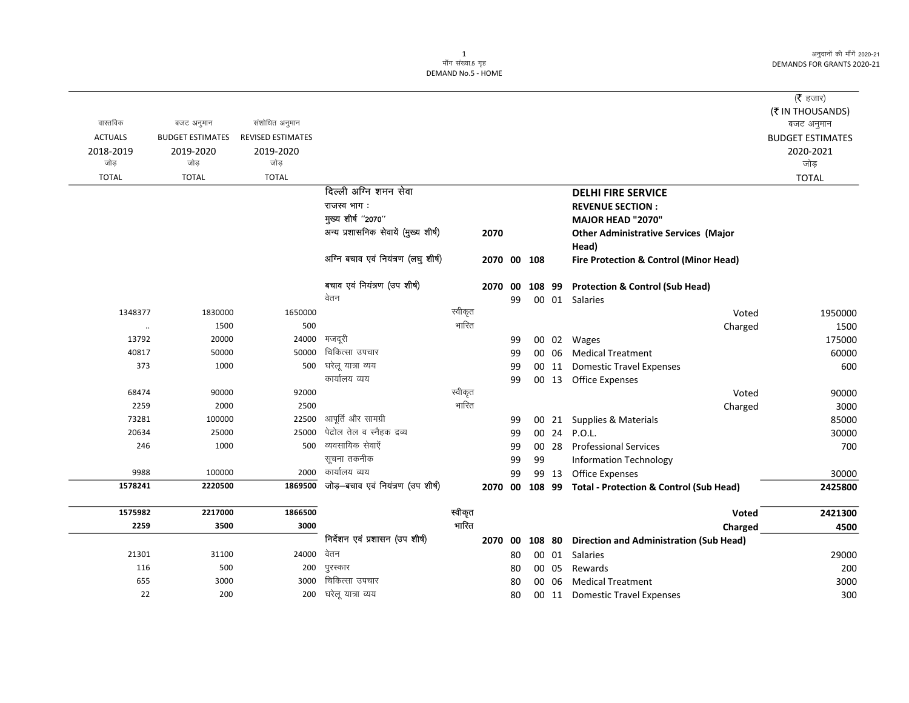मॉंग संख्या.5 गृह
DEMAND No.5 - HOME

अनुदानों की माँगें 2020-21
DEMANDS FOR GRANTS 2020-21

(₹ हजार)
(₹ IN THOUSANDS)

| वास्तविक ACTUALS 2018-2019 जोड़ TOTAL | बजट अनुमान BUDGET ESTIMATES 2019-2020 जोड़ TOTAL | संशोधित अनुमान REVISED ESTIMATES 2019-2020 जोड़ TOTAL | | | | | | | | बजट अनुमान BUDGET ESTIMATES 2020-2021 जोड़ TOTAL |
|---|---|---|---|---|---|---|---|---|---|---|
| | | | दिल्ली अग्नि शमन सेवा | | | | | | **DELHI FIRE SERVICE** | |
| | | | राजस्व भाग : | | | | | | **REVENUE SECTION :** | |
| | | | मुख्य शीर्ष ''2070'' | | | | | | **MAJOR HEAD "2070"** | |
| | | | अन्य प्रशासनिक सेवायें (मुख्य शीर्ष) | 2070 | | | | | **Other Administrative Services (Major Head)** | |
| | | | अग्नि बचाव एवं नियंत्रण (लघु शीर्ष) | 2070 | 00 | 108 | | | **Fire Protection & Control (Minor Head)** | |
| | | | बचाव एवं नियंत्रण (उप शीर्ष) | 2070 | 00 | 108 | 99 | | **Protection & Control (Sub Head)** | |
| | | | वेतन | | 99 | 00 | 01 | | Salaries | |
| 1348377 | 1830000 | 1650000 | स्वीकृत | | | | | | Voted | 1950000 |
| .. | 1500 | 500 | भारित | | | | | | Charged | 1500 |
| 13792 | 20000 | 24000 | मजदूरी | | 99 | 00 | 02 | | Wages | 175000 |
| 40817 | 50000 | 50000 | चिकित्सा उपचार | | 99 | 00 | 06 | | Medical Treatment | 60000 |
| 373 | 1000 | 500 | घरेलू यात्रा व्यय | | 99 | 00 | 11 | | Domestic Travel Expenses | 600 |
| | | | कार्यालय व्यय | | 99 | 00 | 13 | | Office Expenses | |
| 68474 | 90000 | 92000 | स्वीकृत | | | | | | Voted | 90000 |
| 2259 | 2000 | 2500 | भारित | | | | | | Charged | 3000 |
| 73281 | 100000 | 22500 | आपूर्ति और सामग्री | | 99 | 00 | 21 | | Supplies & Materials | 85000 |
| 20634 | 25000 | 25000 | पेट्रोल तेल व स्नैहक द्रव्य | | 99 | 00 | 24 | | P.O.L. | 30000 |
| 246 | 1000 | 500 | व्यवसायिक सेवाऐं | | 99 | 00 | 28 | | Professional Services | 700 |
| | | | सूचना तकनीक | | 99 | 99 | | | Information Technology | |
| 9988 | 100000 | 2000 | कार्यालय व्यय | | 99 | 99 | 13 | | Office Expenses | 30000 |
| **1578241** | **2220500** | **1869500** | जोड़–बचाव एवं नियंत्रण (उप शीर्ष) | 2070 | 00 | 108 | 99 | | **Total - Protection & Control (Sub Head)** | **2425800** |
| **1575982** | **2217000** | **1866500** | स्वीकृत | | | | | | **Voted** | **2421300** |
| **2259** | **3500** | **3000** | भारित | | | | | | **Charged** | **4500** |
| | | | निर्देशन एवं प्रशासन (उप शीर्ष) | 2070 | 00 | 108 | 80 | | **Direction and Administration (Sub Head)** | |
| 21301 | 31100 | 24000 | वेतन | | 80 | 00 | 01 | | Salaries | 29000 |
| 116 | 500 | 200 | पुरस्कार | | 80 | 00 | 05 | | Rewards | 200 |
| 655 | 3000 | 3000 | चिकित्सा उपचार | | 80 | 00 | 06 | | Medical Treatment | 3000 |
| 22 | 200 | 200 | घरेलू यात्रा व्यय | | 80 | 00 | 11 | | Domestic Travel Expenses | 300 |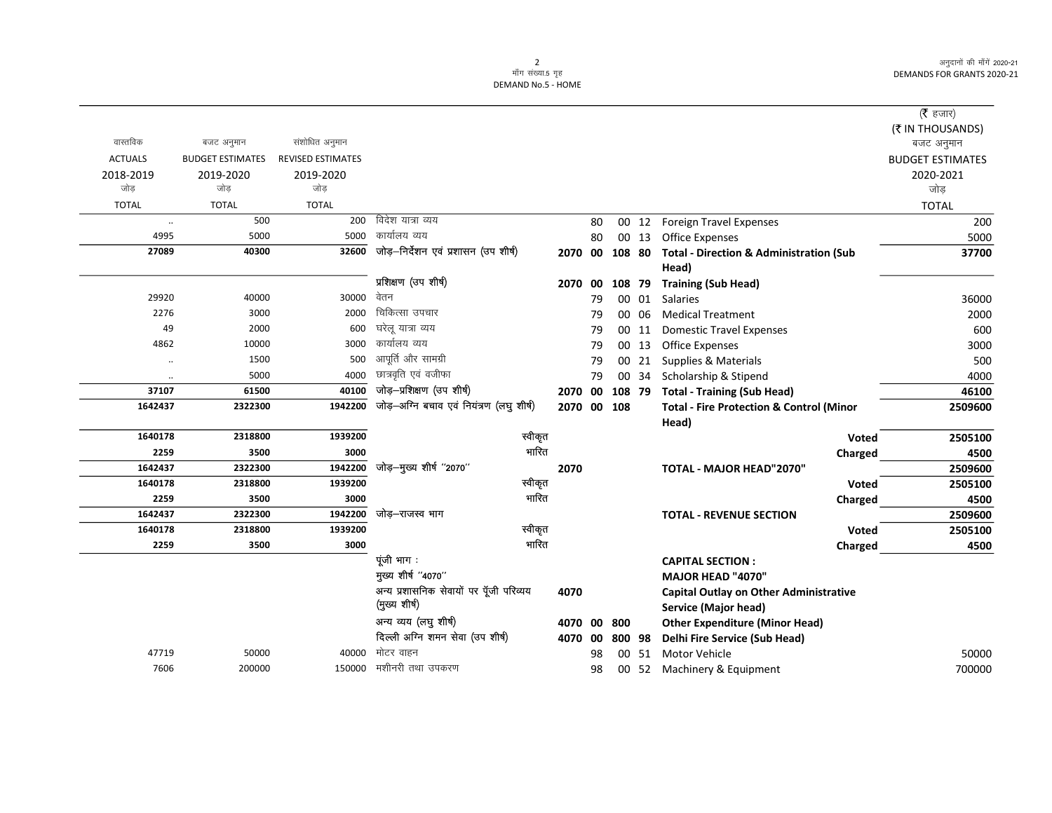(₹ हजार)
(₹ IN THOUSANDS)

| वास्तविक ACTUALS 2018-2019 जोड़ TOTAL | बजट अनुमान BUDGET ESTIMATES 2019-2020 जोड़ TOTAL | संशोधित अनुमान REVISED ESTIMATES 2019-2020 जोड़ TOTAL | | | | | | | | बजट अनुमान BUDGET ESTIMATES 2020-2021 जोड़ TOTAL |
|---|---|---|---|---|---|---|---|---|---|---|
| .. | 500 | 200 | विदेश यात्रा व्यय | | | 80 | 00 | 12 | Foreign Travel Expenses | 200 |
| 4995 | 5000 | 5000 | कार्यालय व्यय | | | 80 | 00 | 13 | Office Expenses | 5000 |
| **27089** | **40300** | **32600** | **जोड़–निर्देशन एवं प्रशासन (उप शीर्ष)** | **2070** | **00** | **108** | **80** | | **Total - Direction & Administration (Sub Head)** | **37700** |
| | | | **प्रशिक्षण (उप शीर्ष)** | **2070** | **00** | **108** | **79** | | **Training (Sub Head)** | |
| 29920 | 40000 | 30000 | वेतन | | | 79 | 00 | 01 | Salaries | 36000 |
| 2276 | 3000 | 2000 | चिकित्सा उपचार | | | 79 | 00 | 06 | Medical Treatment | 2000 |
| 49 | 2000 | 600 | घरेलू यात्रा व्यय | | | 79 | 00 | 11 | Domestic Travel Expenses | 600 |
| 4862 | 10000 | 3000 | कार्यालय व्यय | | | 79 | 00 | 13 | Office Expenses | 3000 |
| .. | 1500 | 500 | आपूर्ति और सामग्री | | | 79 | 00 | 21 | Supplies & Materials | 500 |
| .. | 5000 | 4000 | छात्रवृति एवं वजीफा | | | 79 | 00 | 34 | Scholarship & Stipend | 4000 |
| **37107** | **61500** | **40100** | **जोड़–प्रशिक्षण (उप शीर्ष)** | **2070** | **00** | **108** | **79** | | **Total - Training (Sub Head)** | **46100** |
| **1642437** | **2322300** | **1942200** | **जोड़–अग्नि बचाव एवं नियंत्रण (लघु शीर्ष)** | **2070** | **00** | **108** | | | **Total - Fire Protection & Control (Minor Head)** | **2509600** |
| **1640178** | **2318800** | **1939200** | स्वीकृत | | | | | | **Voted** | **2505100** |
| **2259** | **3500** | **3000** | भारित | | | | | | **Charged** | **4500** |
| **1642437** | **2322300** | **1942200** | **जोड़–मुख्य शीर्ष "2070"** | **2070** | | | | | **TOTAL - MAJOR HEAD"2070"** | **2509600** |
| **1640178** | **2318800** | **1939200** | स्वीकृत | | | | | | **Voted** | **2505100** |
| **2259** | **3500** | **3000** | भारित | | | | | | **Charged** | **4500** |
| **1642437** | **2322300** | **1942200** | **जोड़–राजस्व भाग** | | | | | | **TOTAL - REVENUE SECTION** | **2509600** |
| **1640178** | **2318800** | **1939200** | स्वीकृत | | | | | | **Voted** | **2505100** |
| **2259** | **3500** | **3000** | भारित | | | | | | **Charged** | **4500** |
| | | | पूंजी भाग : | | | | | | **CAPITAL SECTION :** | |
| | | | मुख्य शीर्ष "4070" | | | | | | **MAJOR HEAD "4070"** | |
| | | | अन्य प्रशासनिक सेवायों पर पूँजी परिव्यय (मुख्य शीर्ष) | **4070** | | | | | **Capital Outlay on Other Administrative Service (Major head)** | |
| | | | अन्य व्यय (लघु शीर्ष) | **4070** | **00** | **800** | | | **Other Expenditure (Minor Head)** | |
| | | | दिल्ली अग्नि शमन सेवा (उप शीर्ष) | **4070** | **00** | **800** | **98** | | **Delhi Fire Service (Sub Head)** | |
| 47719 | 50000 | 40000 | मोटर वाहन | | | 98 | 00 | 51 | Motor Vehicle | 50000 |
| 7606 | 200000 | 150000 | मशीनरी तथा उपकरण | | | 98 | 00 | 52 | Machinery & Equipment | 700000 |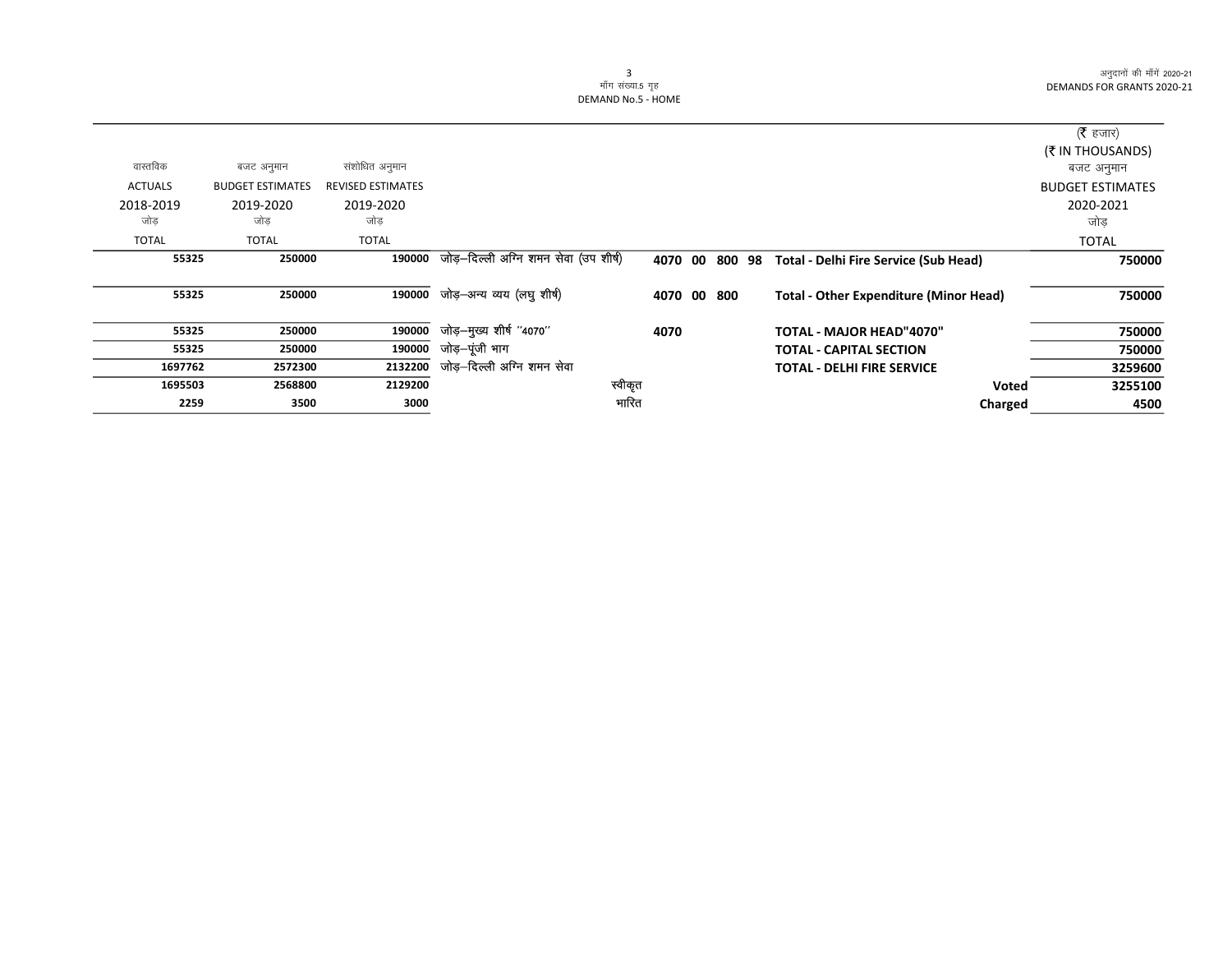माँग संख्या.5 गृह
DEMAND No.5 - HOME

| वास्तविक ACTUALS 2018-2019 जोड़ TOTAL | बजट अनुमान BUDGET ESTIMATES 2019-2020 जोड़ TOTAL | संशोधित अनुमान REVISED ESTIMATES 2019-2020 जोड़ TOTAL | | | | (₹ हजार) (₹ IN THOUSANDS) बजट अनुमान BUDGET ESTIMATES 2020-2021 जोड़ TOTAL |
|---|---|---|---|---|---|---|
| 55325 | 250000 | 190000 | जोड़–दिल्ली अग्नि शमन सेवा (उप शीर्ष) | 4070 00 800 98 | Total - Delhi Fire Service (Sub Head) | 750000 |
| 55325 | 250000 | 190000 | जोड़–अन्य व्यय (लघु शीर्ष) | 4070 00 800 | Total - Other Expenditure (Minor Head) | 750000 |
| 55325 | 250000 | 190000 | जोड़–मुख्य शीर्ष "4070" | 4070 | TOTAL - MAJOR HEAD"4070" | 750000 |
| 55325 | 250000 | 190000 | जोड़–पूंजी भाग | | TOTAL - CAPITAL SECTION | 750000 |
| 1697762 | 2572300 | 2132200 | जोड़–दिल्ली अग्नि शमन सेवा | | TOTAL - DELHI FIRE SERVICE | 3259600 |
| 1695503 | 2568800 | 2129200 | स्वीकृत | | Voted | 3255100 |
| 2259 | 3500 | 3000 | भारित | | Charged | 4500 |